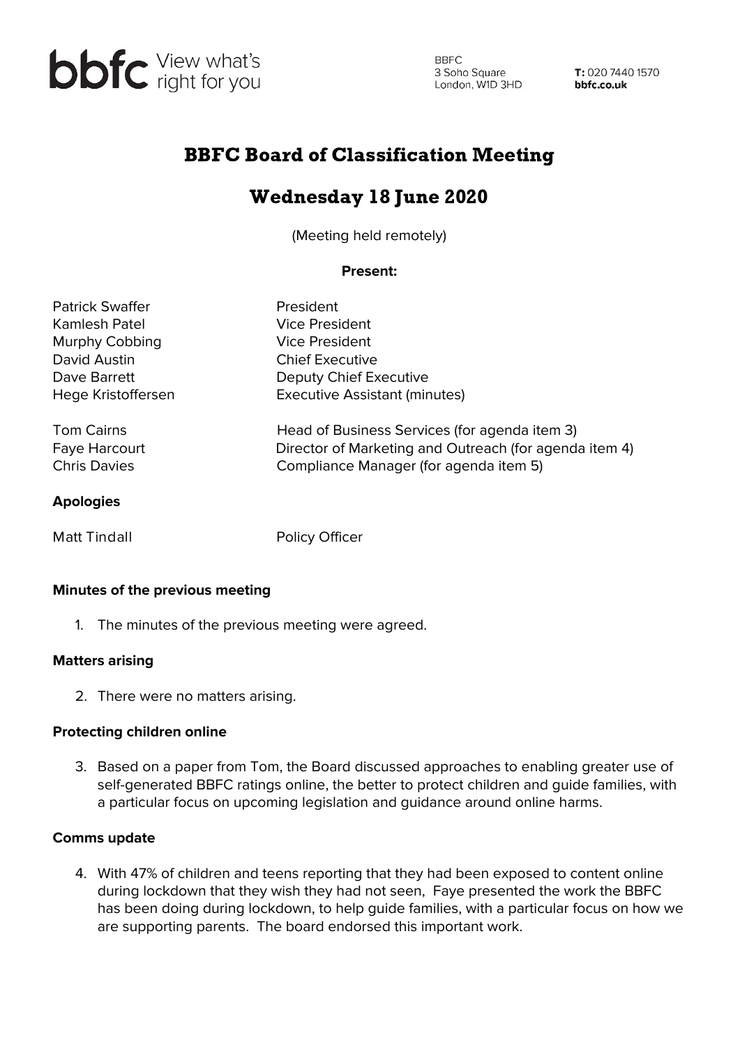bbfc View what's right for you

BBFC
3 Soho Square
London, W1D 3HD

**T:** 020 7440 1570
**bbfc.co.uk**

# BBFC Board of Classification Meeting

## Wednesday 18 June 2020

(Meeting held remotely)

**Present:**

| | |
|---|---|
| Patrick Swaffer | President |
| Kamlesh Patel | Vice President |
| Murphy Cobbing | Vice President |
| David Austin | Chief Executive |
| Dave Barrett | Deputy Chief Executive |
| Hege Kristoffersen | Executive Assistant (minutes) |
| Tom Cairns | Head of Business Services (for agenda item 3) |
| Faye Harcourt | Director of Marketing and Outreach (for agenda item 4) |
| Chris Davies | Compliance Manager (for agenda item 5) |

**Apologies**

| | |
|---|---|
| Matt Tindall | Policy Officer |

**Minutes of the previous meeting**

1. The minutes of the previous meeting were agreed.

**Matters arising**

2. There were no matters arising.

**Protecting children online**

3. Based on a paper from Tom, the Board discussed approaches to enabling greater use of self-generated BBFC ratings online, the better to protect children and guide families, with a particular focus on upcoming legislation and guidance around online harms.

**Comms update**

4. With 47% of children and teens reporting that they had been exposed to content online during lockdown that they wish they had not seen, Faye presented the work the BBFC has been doing during lockdown, to help guide families, with a particular focus on how we are supporting parents. The board endorsed this important work.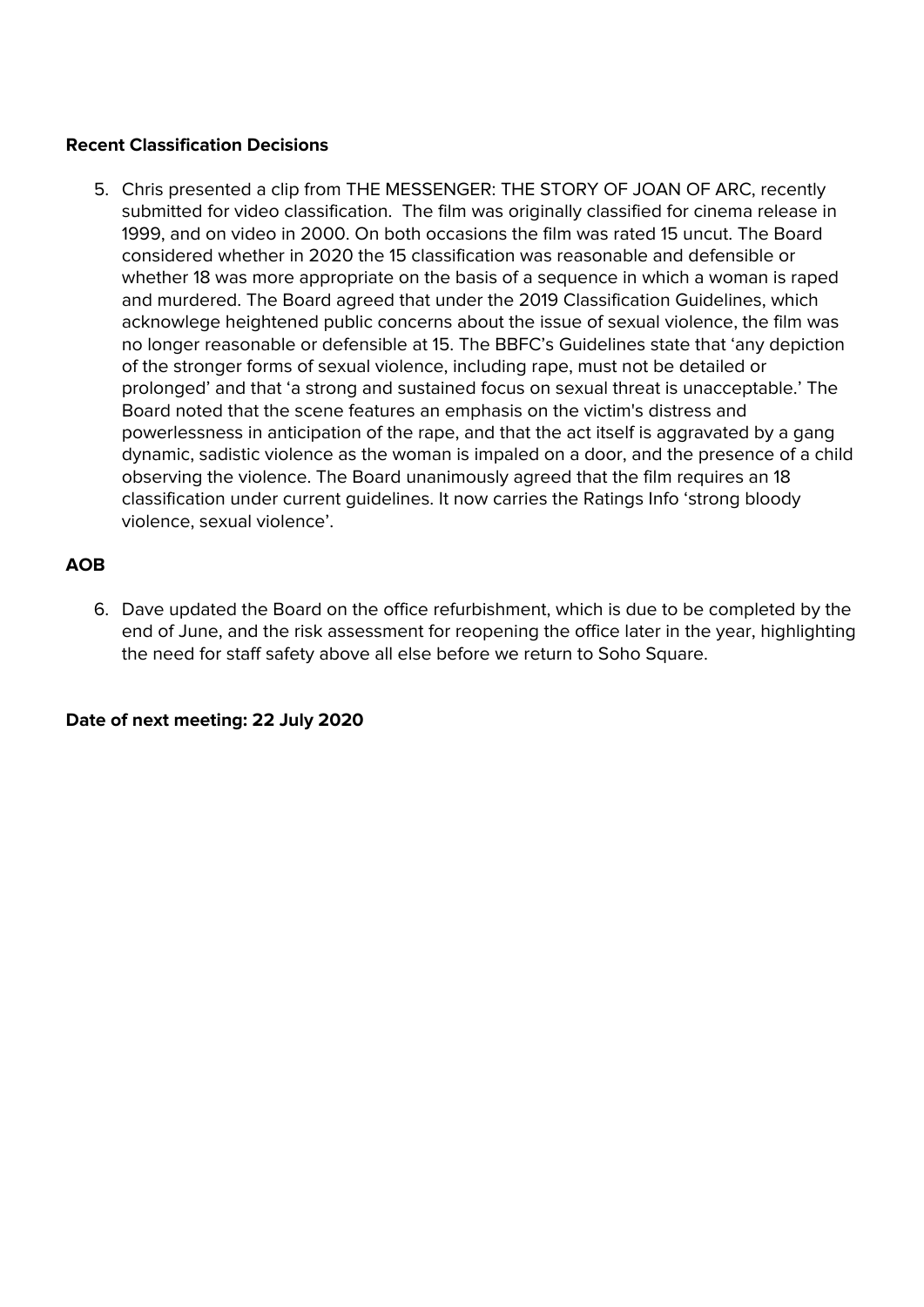**Recent Classification Decisions**

5. Chris presented a clip from THE MESSENGER: THE STORY OF JOAN OF ARC, recently submitted for video classification. The film was originally classified for cinema release in 1999, and on video in 2000. On both occasions the film was rated 15 uncut. The Board considered whether in 2020 the 15 classification was reasonable and defensible or whether 18 was more appropriate on the basis of a sequence in which a woman is raped and murdered. The Board agreed that under the 2019 Classification Guidelines, which acknowlege heightened public concerns about the issue of sexual violence, the film was no longer reasonable or defensible at 15. The BBFC's Guidelines state that 'any depiction of the stronger forms of sexual violence, including rape, must not be detailed or prolonged' and that 'a strong and sustained focus on sexual threat is unacceptable.' The Board noted that the scene features an emphasis on the victim's distress and powerlessness in anticipation of the rape, and that the act itself is aggravated by a gang dynamic, sadistic violence as the woman is impaled on a door, and the presence of a child observing the violence. The Board unanimously agreed that the film requires an 18 classification under current guidelines. It now carries the Ratings Info 'strong bloody violence, sexual violence'.

**AOB**

6. Dave updated the Board on the office refurbishment, which is due to be completed by the end of June, and the risk assessment for reopening the office later in the year, highlighting the need for staff safety above all else before we return to Soho Square.

**Date of next meeting: 22 July 2020**